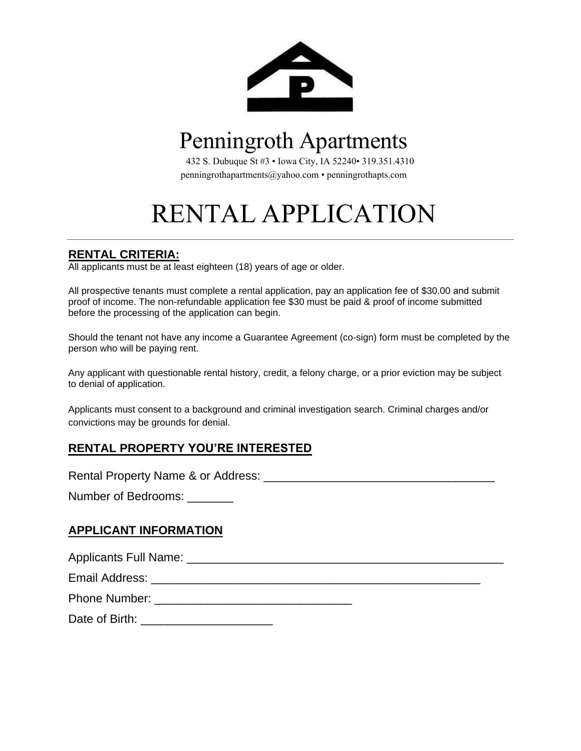# Penningroth Apartments

432 S. Dubuque St #3 • Iowa City, IA 52240• 319.351.4310
penningrothapartments@yahoo.com • penningrothapts.com

# RENTAL APPLICATION

---

## RENTAL CRITERIA:

All applicants must be at least eighteen (18) years of age or older.

All prospective tenants must complete a rental application, pay an application fee of $30.00 and submit proof of income. The non-refundable application fee $30 must be paid & proof of income submitted before the processing of the application can begin.

Should the tenant not have any income a Guarantee Agreement (co-sign) form must be completed by the person who will be paying rent.

Any applicant with questionable rental history, credit, a felony charge, or a prior eviction may be subject to denial of application.

Applicants must consent to a background and criminal investigation search. Criminal charges and/or convictions may be grounds for denial.

## RENTAL PROPERTY YOU'RE INTERESTED

Rental Property Name & or Address: ___________________________________

Number of Bedrooms: _______

## APPLICANT INFORMATION

Applicants Full Name: ________________________________________________

Email Address: ______________________________________________________

Phone Number: ______________________________

Date of Birth: ____________________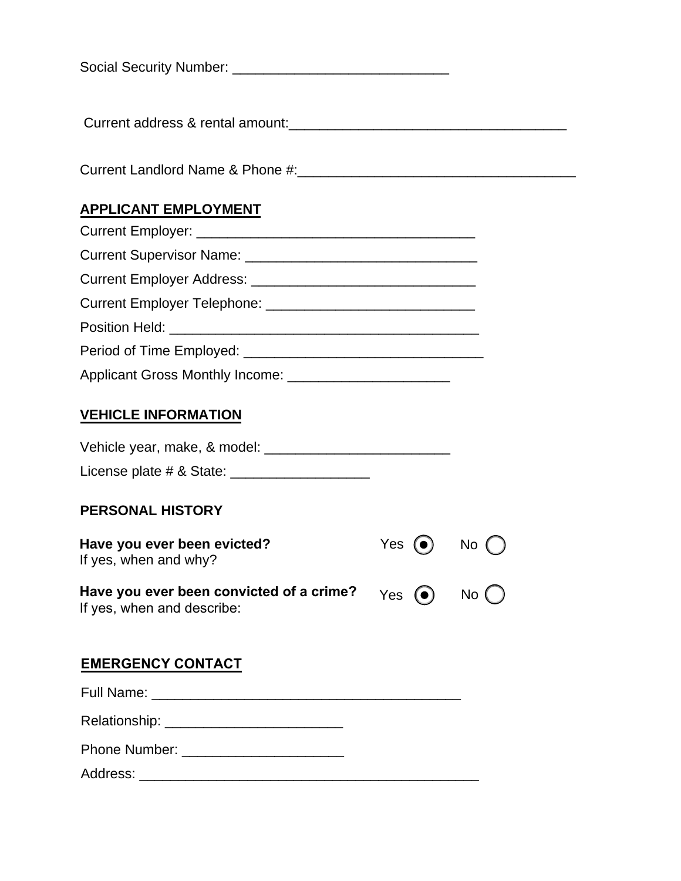Social Security Number: ____________________________

Current address & rental amount:____________________________________

Current Landlord Name & Phone #:____________________________________

## APPLICANT EMPLOYMENT

Current Employer: ____________________________________

Current Supervisor Name: ______________________________

Current Employer Address: _____________________________

Current Employer Telephone: ___________________________

Position Held: ________________________________________

Period of Time Employed: _______________________________

Applicant Gross Monthly Income: _____________________

## VEHICLE INFORMATION

Vehicle year, make, & model: ________________________

License plate # & State: __________________

## PERSONAL HISTORY

**Have you ever been evicted?** Yes ◉ No ○
If yes, when and why?

**Have you ever been convicted of a crime?** Yes ◉ No ○
If yes, when and describe:

## EMERGENCY CONTACT

Full Name: ________________________________________

Relationship: _______________________

Phone Number: _____________________

Address: ____________________________________________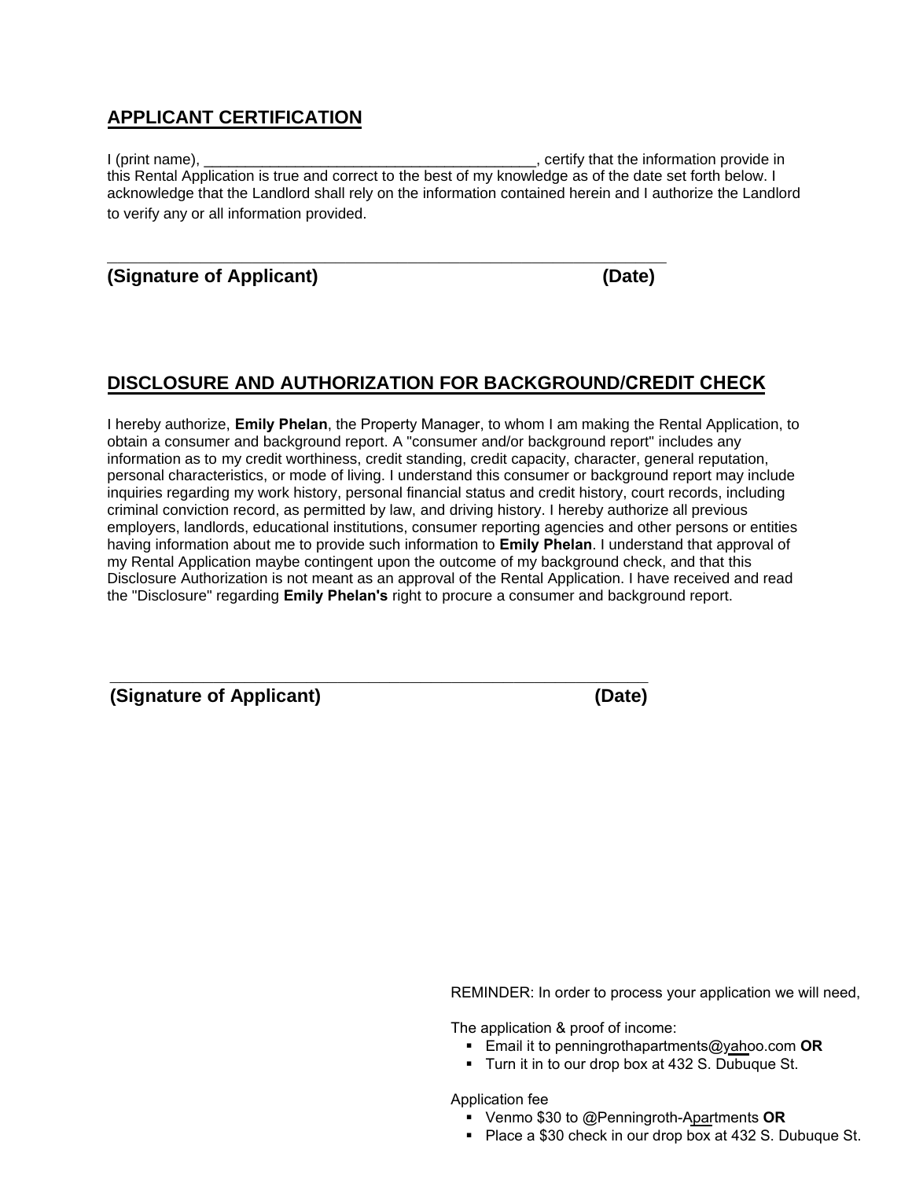## APPLICANT CERTIFICATION

I (print name), ________________________________________, certify that the information provide in this Rental Application is true and correct to the best of my knowledge as of the date set forth below. I acknowledge that the Landlord shall rely on the information contained herein and I authorize the Landlord to verify any or all information provided.

______________________________________________________________

**(Signature of Applicant)** **(Date)**

## DISCLOSURE AND AUTHORIZATION FOR BACKGROUND/CREDIT CHECK

I hereby authorize, **Emily Phelan**, the Property Manager, to whom I am making the Rental Application, to obtain a consumer and background report. A "consumer and/or background report" includes any information as to my credit worthiness, credit standing, credit capacity, character, general reputation, personal characteristics, or mode of living. I understand this consumer or background report may include inquiries regarding my work history, personal financial status and credit history, court records, including criminal conviction record, as permitted by law, and driving history. I hereby authorize all previous employers, landlords, educational institutions, consumer reporting agencies and other persons or entities having information about me to provide such information to **Emily Phelan**. I understand that approval of my Rental Application maybe contingent upon the outcome of my background check, and that this Disclosure Authorization is not meant as an approval of the Rental Application. I have received and read the "Disclosure" regarding **Emily Phelan's** right to procure a consumer and background report.

______________________________________________________________

**(Signature of Applicant)** **(Date)**

REMINDER: In order to process your application we will need,

The application & proof of income:

- Email it to penningrothapartments@yahoo.com **OR**
- Turn it in to our drop box at 432 S. Dubuque St.

Application fee

- Venmo $30 to @Penningroth-Apartments **OR**
- Place a $30 check in our drop box at 432 S. Dubuque St.